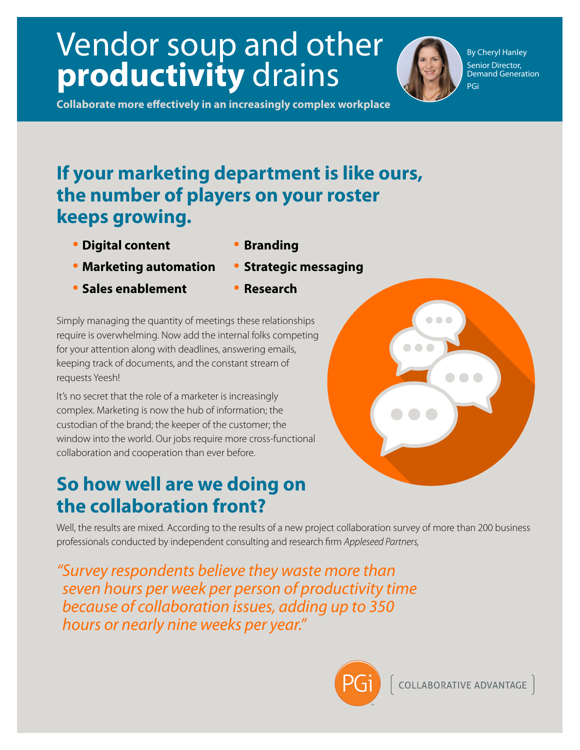# Vendor soup and other **productivity** drains

**Collaborate more effectively in an increasingly complex workplace**

By Cheryl Hanley
Senior Director, Demand Generation
PGi

## If your marketing department is like ours, the number of players on your roster keeps growing.

- **Digital content**
- **Marketing automation**
- **Sales enablement**
- **Branding**
- **Strategic messaging**
- **Research**

Simply managing the quantity of meetings these relationships require is overwhelming. Now add the internal folks competing for your attention along with deadlines, answering emails, keeping track of documents, and the constant stream of requests Yeesh!

It's no secret that the role of a marketer is increasingly complex. Marketing is now the hub of information; the custodian of the brand; the keeper of the customer; the window into the world. Our jobs require more cross-functional collaboration and cooperation than ever before.

## So how well are we doing on the collaboration front?

Well, the results are mixed. According to the results of a new project collaboration survey of more than 200 business professionals conducted by independent consulting and research firm *Appleseed Partners,*

*"Survey respondents believe they waste more than seven hours per week per person of productivity time because of collaboration issues, adding up to 350 hours or nearly nine weeks per year."*

PGi [ COLLABORATIVE ADVANTAGE ]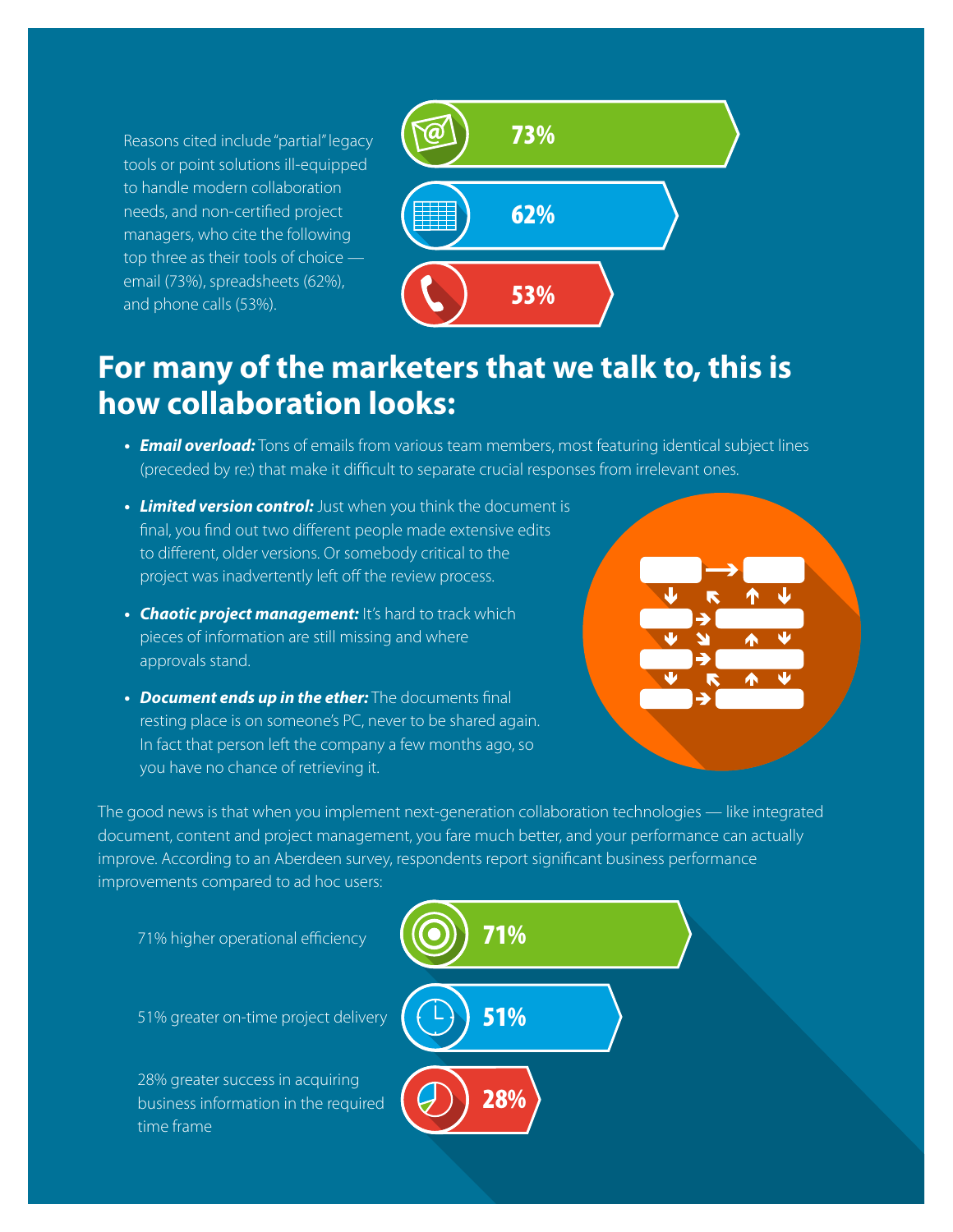Reasons cited include "partial" legacy tools or point solutions ill-equipped to handle modern collaboration needs, and non-certified project managers, who cite the following top three as their tools of choice — email (73%), spreadsheets (62%), and phone calls (53%).

73%

62%

53%

## For many of the marketers that we talk to, this is how collaboration looks:

- ***Email overload:*** Tons of emails from various team members, most featuring identical subject lines (preceded by re:) that make it difficult to separate crucial responses from irrelevant ones.
- ***Limited version control:*** Just when you think the document is final, you find out two different people made extensive edits to different, older versions. Or somebody critical to the project was inadvertently left off the review process.
- ***Chaotic project management:*** It's hard to track which pieces of information are still missing and where approvals stand.
- ***Document ends up in the ether:*** The documents final resting place is on someone's PC, never to be shared again. In fact that person left the company a few months ago, so you have no chance of retrieving it.

The good news is that when you implement next-generation collaboration technologies — like integrated document, content and project management, you fare much better, and your performance can actually improve. According to an Aberdeen survey, respondents report significant business performance improvements compared to ad hoc users:

71% higher operational efficiency

71%

51% greater on-time project delivery

51%

28% greater success in acquiring business information in the required time frame

28%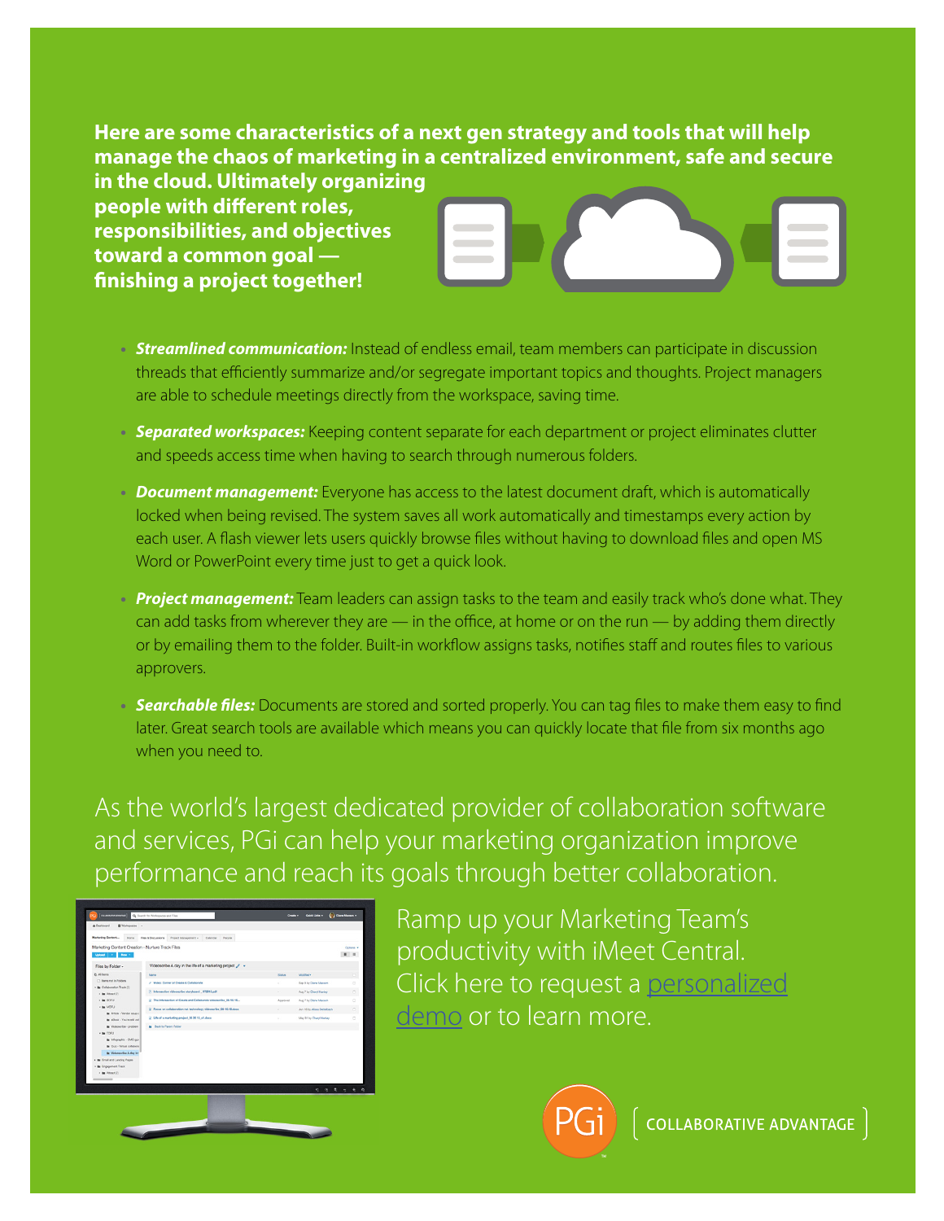**Here are some characteristics of a next gen strategy and tools that will help manage the chaos of marketing in a centralized environment, safe and secure in the cloud. Ultimately organizing people with different roles, responsibilities, and objectives toward a common goal — finishing a project together!**

- ***Streamlined communication:*** Instead of endless email, team members can participate in discussion threads that efficiently summarize and/or segregate important topics and thoughts. Project managers are able to schedule meetings directly from the workspace, saving time.
- ***Separated workspaces:*** Keeping content separate for each department or project eliminates clutter and speeds access time when having to search through numerous folders.
- ***Document management:*** Everyone has access to the latest document draft, which is automatically locked when being revised. The system saves all work automatically and timestamps every action by each user. A flash viewer lets users quickly browse files without having to download files and open MS Word or PowerPoint every time just to get a quick look.
- ***Project management:*** Team leaders can assign tasks to the team and easily track who's done what. They can add tasks from wherever they are — in the office, at home or on the run — by adding them directly or by emailing them to the folder. Built-in workflow assigns tasks, notifies staff and routes files to various approvers.
- ***Searchable files:*** Documents are stored and sorted properly. You can tag files to make them easy to find later. Great search tools are available which means you can quickly locate that file from six months ago when you need to.

As the world's largest dedicated provider of collaboration software and services, PGi can help your marketing organization improve performance and reach its goals through better collaboration.

Ramp up your Marketing Team's productivity with iMeet Central. Click here to request a [personalized demo]() or to learn more.

PGi

COLLABORATIVE ADVANTAGE